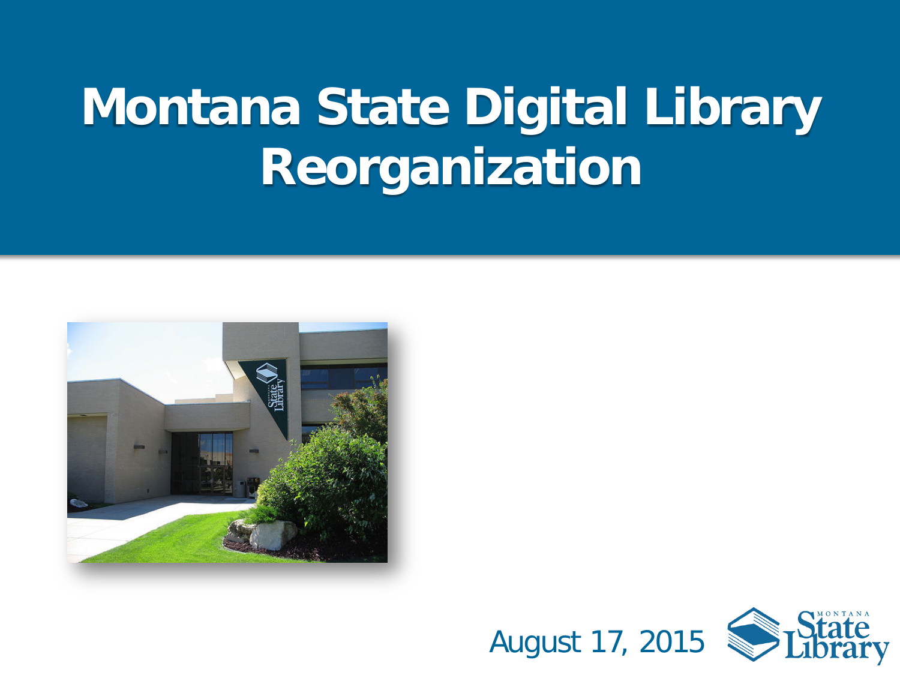# Montana State Digital Library Reorganization

August 17, 2015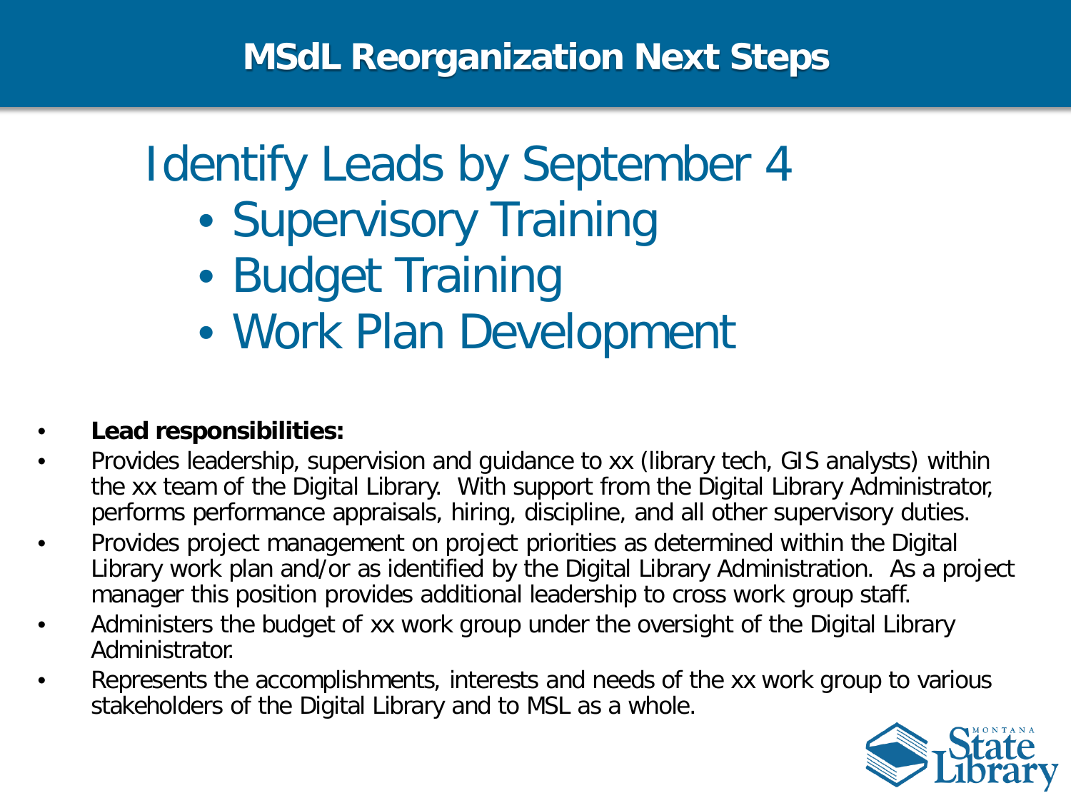# MSdL Reorganization Next Steps

## Identify Leads by September 4

- Supervisory Training
- Budget Training
- Work Plan Development

- **Lead responsibilities:**
- Provides leadership, supervision and guidance to xx (library tech, GIS analysts) within the xx team of the Digital Library. With support from the Digital Library Administrator, performs performance appraisals, hiring, discipline, and all other supervisory duties.
- Provides project management on project priorities as determined within the Digital Library work plan and/or as identified by the Digital Library Administration. As a project manager this position provides additional leadership to cross work group staff.
- Administers the budget of xx work group under the oversight of the Digital Library Administrator.
- Represents the accomplishments, interests and needs of the xx work group to various stakeholders of the Digital Library and to MSL as a whole.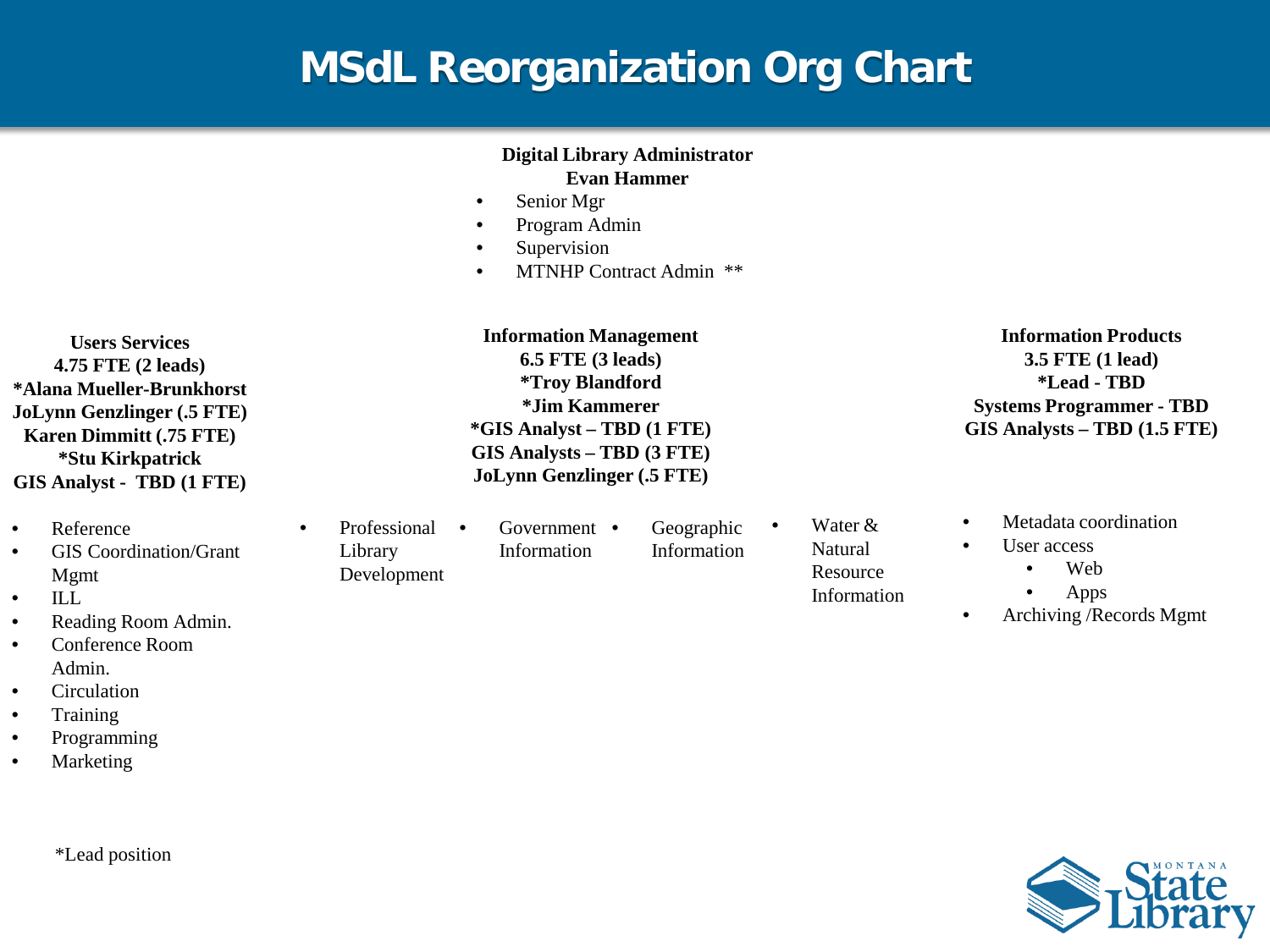# MSdL Reorganization Org Chart

**Digital Library Administrator**
**Evan Hammer**

- Senior Mgr
- Program Admin
- Supervision
- MTNHP Contract Admin **

**Users Services**
**4.75 FTE (2 leads)**
***Alana Mueller-Brunkhorst**
**JoLynn Genzlinger (.5 FTE)**
**Karen Dimmitt (.75 FTE)**
***Stu Kirkpatrick**
**GIS Analyst - TBD (1 FTE)**

- Reference
- GIS Coordination/Grant Mgmt
- ILL
- Reading Room Admin.
- Conference Room Admin.
- Circulation
- Training
- Programming
- Marketing

**Information Management**
**6.5 FTE (3 leads)**
***Troy Blandford**
***Jim Kammerer**
***GIS Analyst – TBD (1 FTE)**
**GIS Analysts – TBD (3 FTE)**
**JoLynn Genzlinger (.5 FTE)**

- Professional Library Development
- Government Information
- Geographic Information
- Water & Natural Resource Information

**Information Products**
**3.5 FTE (1 lead)**
***Lead - TBD**
**Systems Programmer - TBD**
**GIS Analysts – TBD (1.5 FTE)**

- Metadata coordination
- User access
  - Web
  - Apps
- Archiving /Records Mgmt

*Lead position

Montana State Library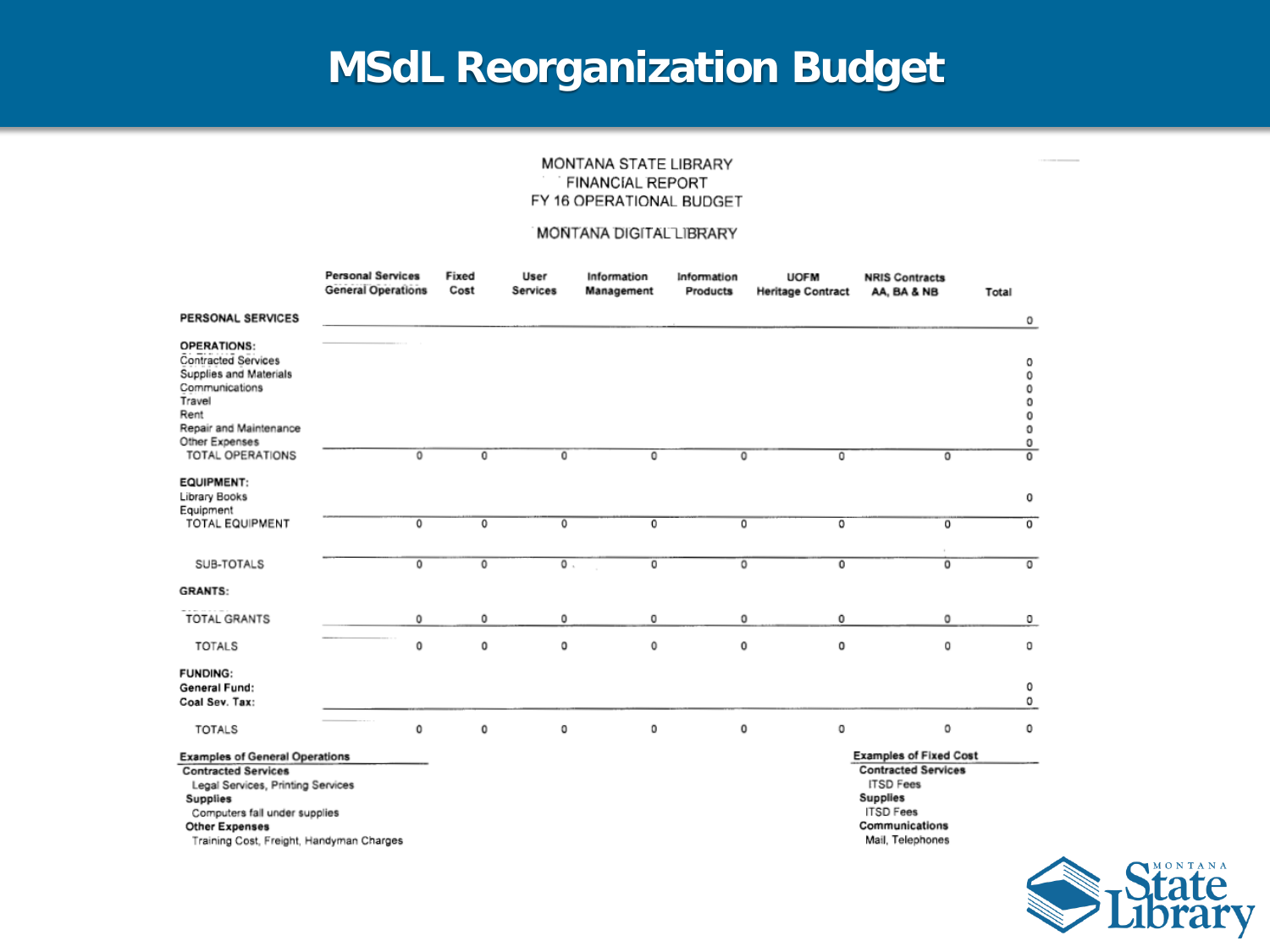# MSdL Reorganization Budget

MONTANA STATE LIBRARY
FINANCIAL REPORT
FY 16 OPERATIONAL BUDGET

MONTANA DIGITAL LIBRARY

| | Personal Services General Operations | Fixed Cost | User Services | Information Management | Information Products | UOFM Heritage Contract | NRIS Contracts AA, BA & NB | Total |
|---|---|---|---|---|---|---|---|---|
| **PERSONAL SERVICES** | | | | | | | | 0 |
| **OPERATIONS:** | | | | | | | | |
| Contracted Services | | | | | | | | 0 |
| Supplies and Materials | | | | | | | | 0 |
| Communications | | | | | | | | 0 |
| Travel | | | | | | | | 0 |
| Rent | | | | | | | | 0 |
| Repair and Maintenance | | | | | | | | 0 |
| Other Expenses | | | | | | | | 0 |
| TOTAL OPERATIONS | 0 | 0 | 0 | 0 | 0 | 0 | 0 | 0 |
| **EQUIPMENT:** | | | | | | | | |
| Library Books | | | | | | | | 0 |
| Equipment | | | | | | | | |
| TOTAL EQUIPMENT | 0 | 0 | 0 | 0 | 0 | 0 | 0 | 0 |
| SUB-TOTALS | 0 | 0 | 0 | 0 | 0 | 0 | 0 | 0 |
| **GRANTS:** | | | | | | | | |
| TOTAL GRANTS | 0 | 0 | 0 | 0 | 0 | 0 | 0 | 0 |
| TOTALS | 0 | 0 | 0 | 0 | 0 | 0 | 0 | 0 |
| **FUNDING:** | | | | | | | | |
| **General Fund:** | | | | | | | | 0 |
| **Coal Sev. Tax:** | | | | | | | | 0 |
| TOTALS | 0 | 0 | 0 | 0 | 0 | 0 | 0 | 0 |

**Examples of General Operations**

**Contracted Services**
Legal Services, Printing Services
**Supplies**
Computers fall under supplies
**Other Expenses**
Training Cost, Freight, Handyman Charges

**Examples of Fixed Cost**

**Contracted Services**
ITSD Fees
**Supplies**
ITSD Fees
**Communications**
Mail, Telephones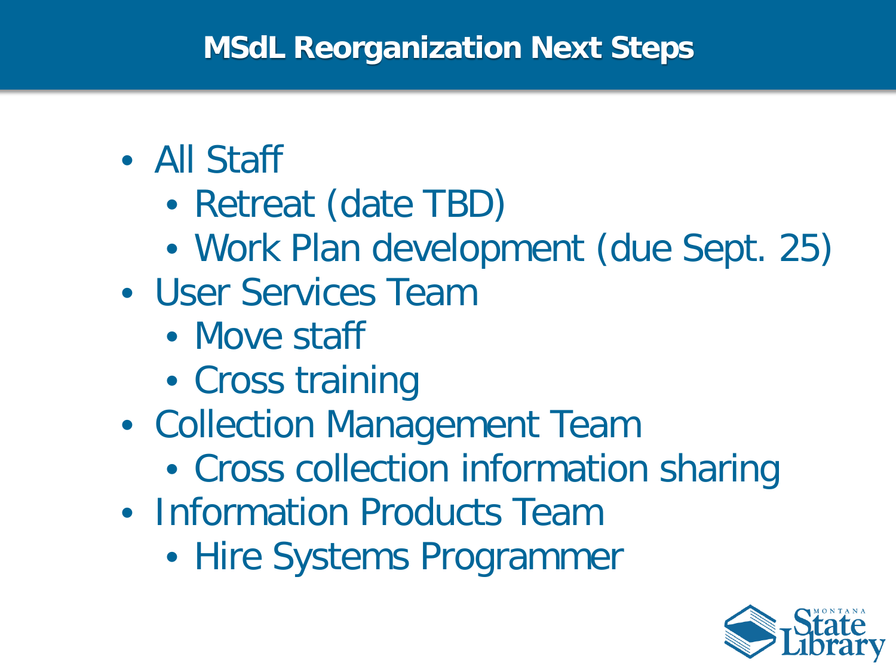# MSdL Reorganization Next Steps

- All Staff
  - Retreat (date TBD)
  - Work Plan development (due Sept. 25)
- User Services Team
  - Move staff
  - Cross training
- Collection Management Team
  - Cross collection information sharing
- Information Products Team
  - Hire Systems Programmer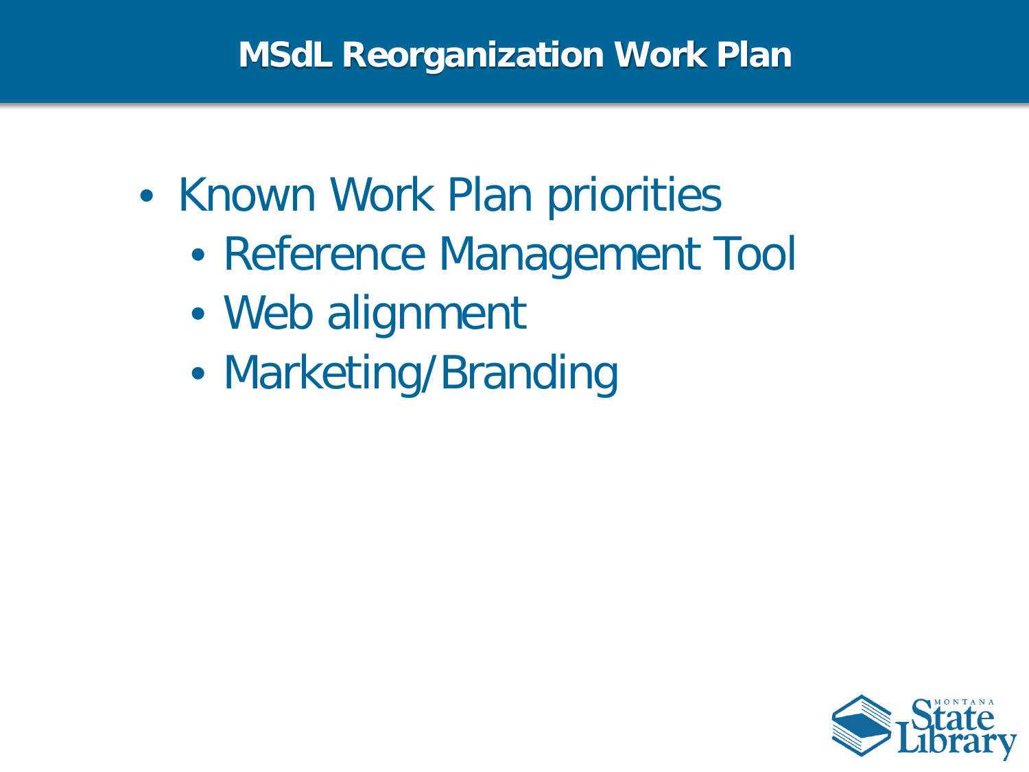# MSdL Reorganization Work Plan

- Known Work Plan priorities
  - Reference Management Tool
  - Web alignment
  - Marketing/Branding